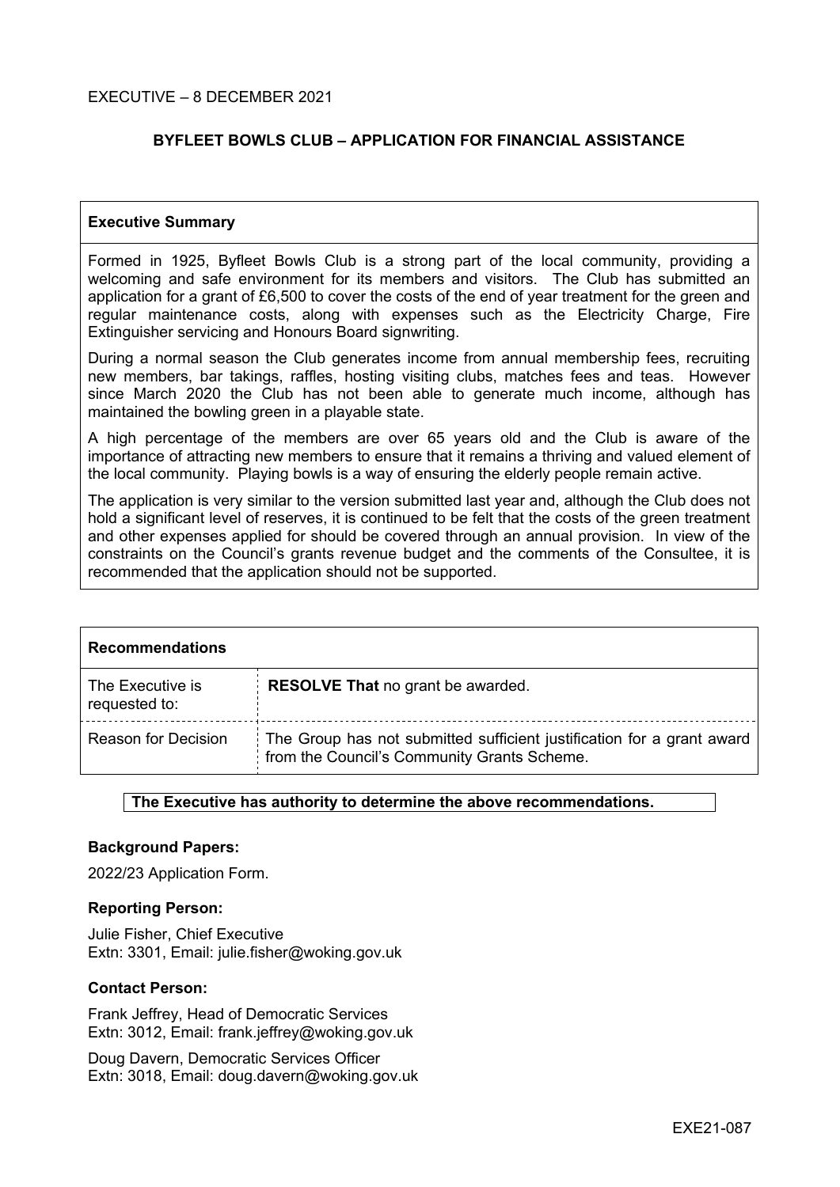EXECUTIVE – 8 DECEMBER 2021

# BYFLEET BOWLS CLUB – APPLICATION FOR FINANCIAL ASSISTANCE

## Executive Summary

Formed in 1925, Byfleet Bowls Club is a strong part of the local community, providing a welcoming and safe environment for its members and visitors. The Club has submitted an application for a grant of £6,500 to cover the costs of the end of year treatment for the green and regular maintenance costs, along with expenses such as the Electricity Charge, Fire Extinguisher servicing and Honours Board signwriting.

During a normal season the Club generates income from annual membership fees, recruiting new members, bar takings, raffles, hosting visiting clubs, matches fees and teas. However since March 2020 the Club has not been able to generate much income, although has maintained the bowling green in a playable state.

A high percentage of the members are over 65 years old and the Club is aware of the importance of attracting new members to ensure that it remains a thriving and valued element of the local community. Playing bowls is a way of ensuring the elderly people remain active.

The application is very similar to the version submitted last year and, although the Club does not hold a significant level of reserves, it is continued to be felt that the costs of the green treatment and other expenses applied for should be covered through an annual provision. In view of the constraints on the Council's grants revenue budget and the comments of the Consultee, it is recommended that the application should not be supported.

## Recommendations

| | |
|---|---|
| The Executive is requested to: | **RESOLVE That** no grant be awarded. |
| Reason for Decision | The Group has not submitted sufficient justification for a grant award from the Council's Community Grants Scheme. |

**The Executive has authority to determine the above recommendations.**

**Background Papers:**

2022/23 Application Form.

**Reporting Person:**

Julie Fisher, Chief Executive
Extn: 3301, Email: julie.fisher@woking.gov.uk

**Contact Person:**

Frank Jeffrey, Head of Democratic Services
Extn: 3012, Email: frank.jeffrey@woking.gov.uk

Doug Davern, Democratic Services Officer
Extn: 3018, Email: doug.davern@woking.gov.uk

EXE21-087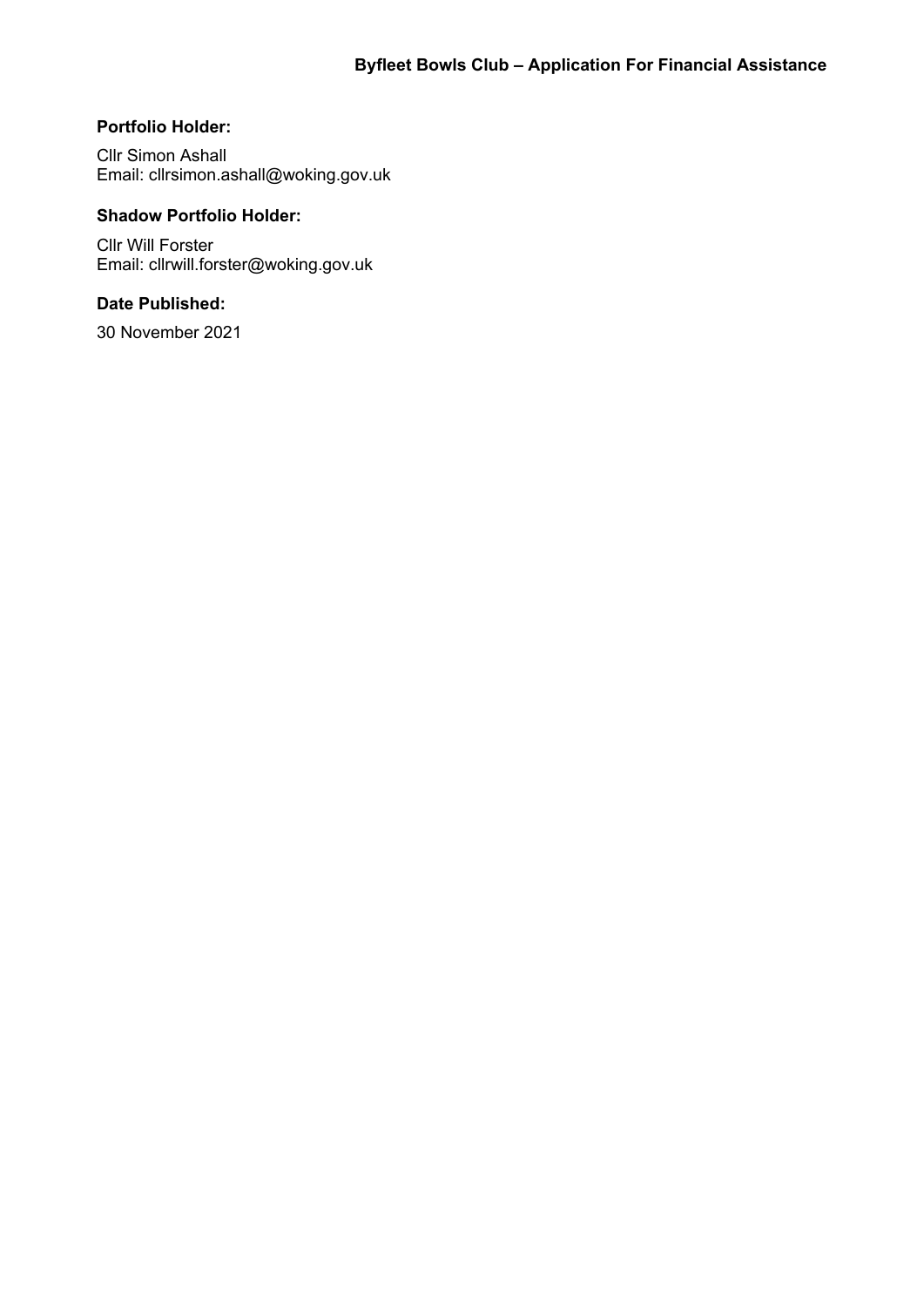**Portfolio Holder:**

Cllr Simon Ashall
Email: cllrsimon.ashall@woking.gov.uk

**Shadow Portfolio Holder:**

Cllr Will Forster
Email: cllrwill.forster@woking.gov.uk

**Date Published:**

30 November 2021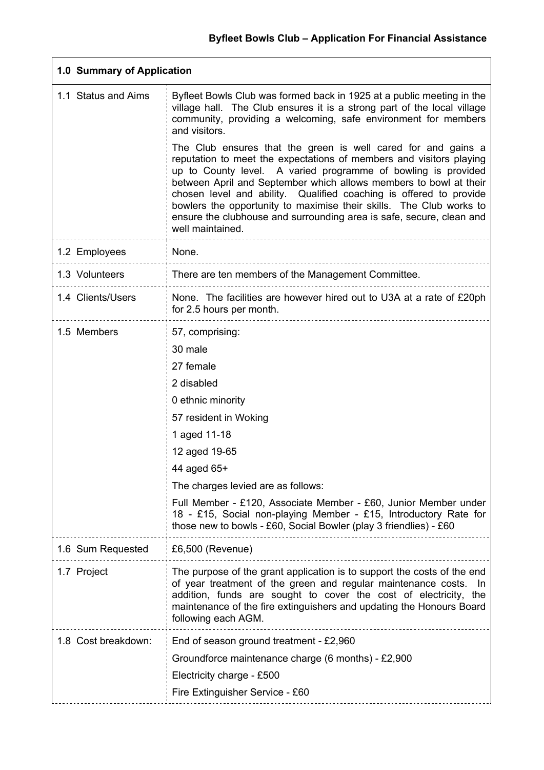## Byfleet Bowls Club – Application For Financial Assistance

| 1.0 Summary of Application | |
|---|---|
| 1.1 Status and Aims | Byfleet Bowls Club was formed back in 1925 at a public meeting in the village hall. The Club ensures it is a strong part of the local village community, providing a welcoming, safe environment for members and visitors.<br><br>The Club ensures that the green is well cared for and gains a reputation to meet the expectations of members and visitors playing up to County level. A varied programme of bowling is provided between April and September which allows members to bowl at their chosen level and ability. Qualified coaching is offered to provide bowlers the opportunity to maximise their skills. The Club works to ensure the clubhouse and surrounding area is safe, secure, clean and well maintained. |
| 1.2 Employees | None. |
| 1.3 Volunteers | There are ten members of the Management Committee. |
| 1.4 Clients/Users | None. The facilities are however hired out to U3A at a rate of £20ph for 2.5 hours per month. |
| 1.5 Members | 57, comprising:<br>30 male<br>27 female<br>2 disabled<br>0 ethnic minority<br>57 resident in Woking<br>1 aged 11-18<br>12 aged 19-65<br>44 aged 65+<br>The charges levied are as follows:<br>Full Member - £120, Associate Member - £60, Junior Member under 18 - £15, Social non-playing Member - £15, Introductory Rate for those new to bowls - £60, Social Bowler (play 3 friendlies) - £60 |
| 1.6 Sum Requested | £6,500 (Revenue) |
| 1.7 Project | The purpose of the grant application is to support the costs of the end of year treatment of the green and regular maintenance costs. In addition, funds are sought to cover the cost of electricity, the maintenance of the fire extinguishers and updating the Honours Board following each AGM. |
| 1.8 Cost breakdown: | End of season ground treatment - £2,960<br>Groundforce maintenance charge (6 months) - £2,900<br>Electricity charge - £500<br>Fire Extinguisher Service - £60 |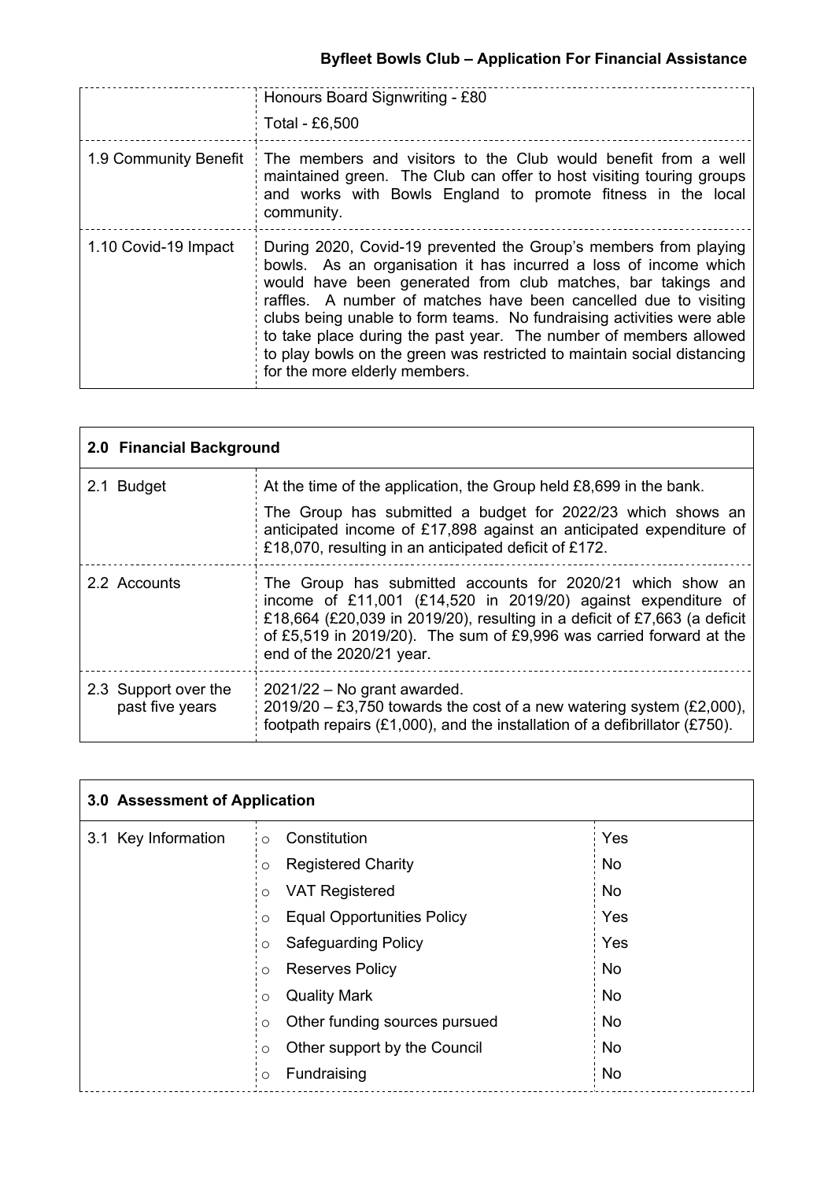| | |
|---|---|
| | Honours Board Signwriting - £80<br>Total - £6,500 |
| 1.9 Community Benefit | The members and visitors to the Club would benefit from a well maintained green. The Club can offer to host visiting touring groups and works with Bowls England to promote fitness in the local community. |
| 1.10 Covid-19 Impact | During 2020, Covid-19 prevented the Group's members from playing bowls. As an organisation it has incurred a loss of income which would have been generated from club matches, bar takings and raffles. A number of matches have been cancelled due to visiting clubs being unable to form teams. No fundraising activities were able to take place during the past year. The number of members allowed to play bowls on the green was restricted to maintain social distancing for the more elderly members. |

| **2.0 Financial Background** | |
|---|---|
| 2.1 Budget | At the time of the application, the Group held £8,699 in the bank.<br>The Group has submitted a budget for 2022/23 which shows an anticipated income of £17,898 against an anticipated expenditure of £18,070, resulting in an anticipated deficit of £172. |
| 2.2 Accounts | The Group has submitted accounts for 2020/21 which show an income of £11,001 (£14,520 in 2019/20) against expenditure of £18,664 (£20,039 in 2019/20), resulting in a deficit of £7,663 (a deficit of £5,519 in 2019/20). The sum of £9,996 was carried forward at the end of the 2020/21 year. |
| 2.3 Support over the past five years | 2021/22 – No grant awarded.<br>2019/20 – £3,750 towards the cost of a new watering system (£2,000), footpath repairs (£1,000), and the installation of a defibrillator (£750). |

| **3.0 Assessment of Application** | | |
|---|---|---|
| 3.1 Key Information | Constitution | Yes |
| | Registered Charity | No |
| | VAT Registered | No |
| | Equal Opportunities Policy | Yes |
| | Safeguarding Policy | Yes |
| | Reserves Policy | No |
| | Quality Mark | No |
| | Other funding sources pursued | No |
| | Other support by the Council | No |
| | Fundraising | No |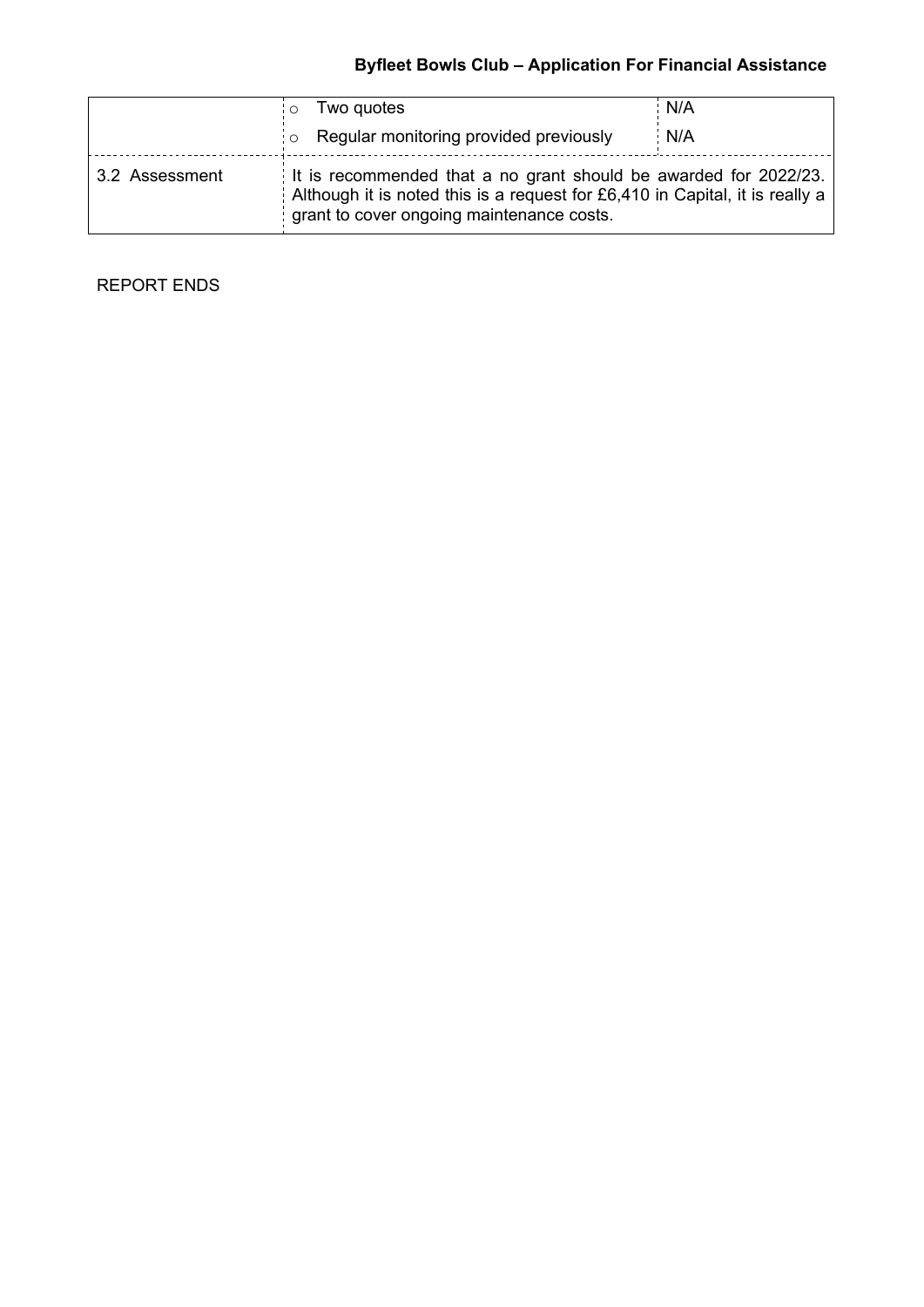| | | |
|---|---|---|
| | ○ Two quotes | N/A |
| | ○ Regular monitoring provided previously | N/A |
| 3.2 Assessment | It is recommended that a no grant should be awarded for 2022/23. Although it is noted this is a request for £6,410 in Capital, it is really a grant to cover ongoing maintenance costs. | |

REPORT ENDS